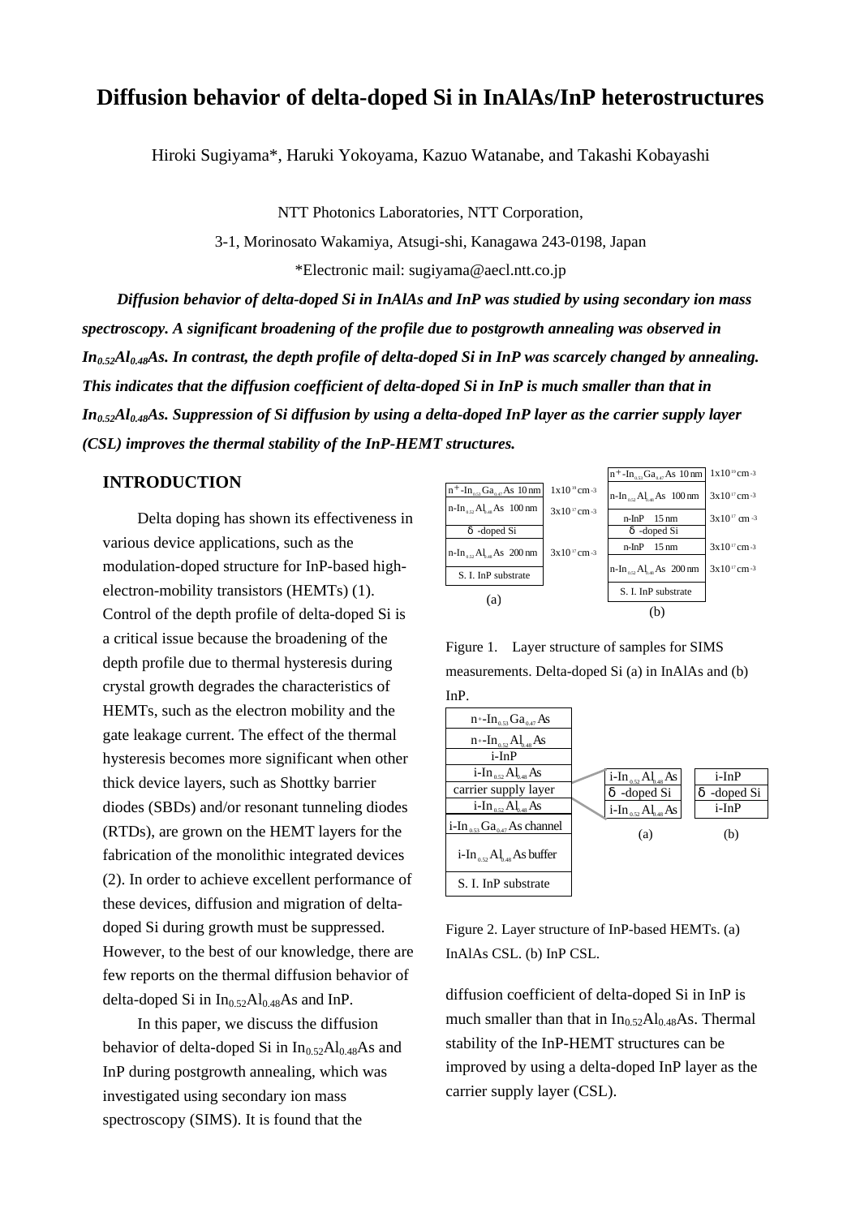# Diffusion behavior of delta-doped Si in InAlAs/InP heterostructures

Hiroki Sugiyama*, Haruki Yokoyama, Kazuo Watanabe, and Takashi Kobayashi

NTT Photonics Laboratories, NTT Corporation,

3-1, Morinosato Wakamiya, Atsugi-shi, Kanagawa 243-0198, Japan

*Electronic mail: sugiyama@aecl.ntt.co.jp

***Diffusion behavior of delta-doped Si in InAlAs and InP was studied by using secondary ion mass spectroscopy. A significant broadening of the profile due to postgrowth annealing was observed in $In_{0.52}Al_{0.48}As$. In contrast, the depth profile of delta-doped Si in InP was scarcely changed by annealing. This indicates that the diffusion coefficient of delta-doped Si in InP is much smaller than that in $In_{0.52}Al_{0.48}As$. Suppression of Si diffusion by using a delta-doped InP layer as the carrier supply layer (CSL) improves the thermal stability of the InP-HEMT structures.***

## INTRODUCTION

Delta doping has shown its effectiveness in various device applications, such as the modulation-doped structure for InP-based high-electron-mobility transistors (HEMTs) (1). Control of the depth profile of delta-doped Si is a critical issue because the broadening of the depth profile due to thermal hysteresis during crystal growth degrades the characteristics of HEMTs, such as the electron mobility and the gate leakage current. The effect of the thermal hysteresis becomes more significant when other thick device layers, such as Shottky barrier diodes (SBDs) and/or resonant tunneling diodes (RTDs), are grown on the HEMT layers for the fabrication of the monolithic integrated devices (2). In order to achieve excellent performance of these devices, diffusion and migration of delta-doped Si during growth must be suppressed. However, to the best of our knowledge, there are few reports on the thermal diffusion behavior of delta-doped Si in $In_{0.52}Al_{0.48}As$ and InP.

In this paper, we discuss the diffusion behavior of delta-doped Si in $In_{0.52}Al_{0.48}As$ and InP during postgrowth annealing, which was investigated using secondary ion mass spectroscopy (SIMS). It is found that the diffusion coefficient of delta-doped Si in InP is much smaller than that in $In_{0.52}Al_{0.48}As$. Thermal stability of the InP-HEMT structures can be improved by using a delta-doped InP layer as the carrier supply layer (CSL).

$n^+$-$In_{0.53}Ga_{0.47}As$ 10 nm — $1x10^{19}$ $cm^{-3}$
n-$In_{0.52}Al_{0.48}As$ 100 nm — $3x10^{17}$ $cm^{-3}$
δ -doped Si
n-$In_{0.52}Al_{0.48}As$ 200 nm — $3x10^{17}$ $cm^{-3}$
S. I. InP substrate
(a)

$n^+$-$In_{0.53}Ga_{0.47}As$ 10 nm — $1x10^{19}$ $cm^{-3}$
n-$In_{0.52}Al_{0.48}As$ 100 nm — $3x10^{17}$ $cm^{-3}$
n-InP 15 nm — $3x10^{17}$ $cm^{-3}$
δ -doped Si
n-InP 15 nm — $3x10^{17}$ $cm^{-3}$
n-$In_{0.52}Al_{0.48}As$ 200 nm — $3x10^{17}$ $cm^{-3}$
S. I. InP substrate
(b)

Figure 1. Layer structure of samples for SIMS measurements. Delta-doped Si (a) in InAlAs and (b) InP.

$n^+$-$In_{0.53}Ga_{0.47}As$
$n^+$-$In_{0.52}Al_{0.48}As$
i-InP
i-$In_{0.52}Al_{0.48}As$
carrier supply layer
i-$In_{0.52}Al_{0.48}As$
i-$In_{0.53}Ga_{0.47}As$ channel
i-$In_{0.52}Al_{0.48}As$ buffer
S. I. InP substrate

i-$In_{0.52}Al_{0.48}As$
δ -doped Si
i-$In_{0.52}Al_{0.48}As$
(a)

i-InP
δ -doped Si
i-InP
(b)

Figure 2. Layer structure of InP-based HEMTs. (a) InAlAs CSL. (b) InP CSL.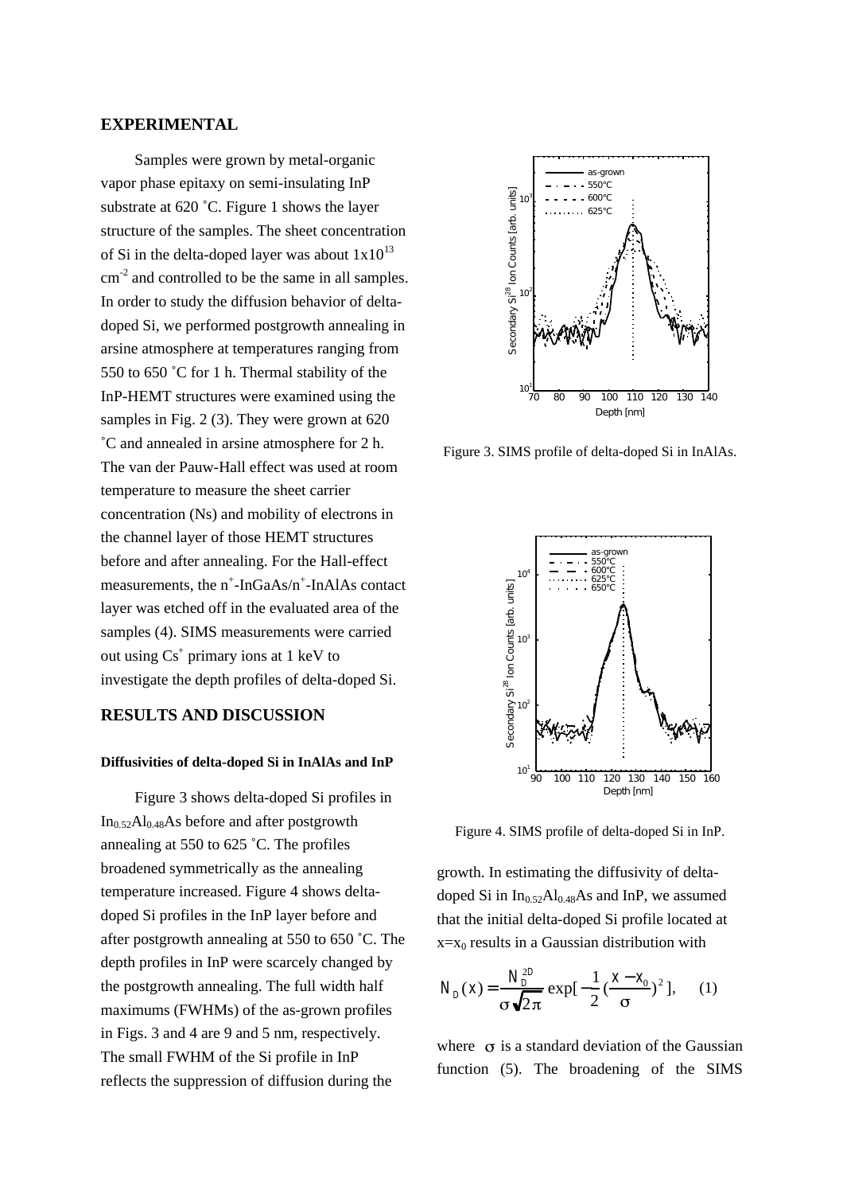## EXPERIMENTAL

Samples were grown by metal-organic vapor phase epitaxy on semi-insulating InP substrate at 620 ˚C. Figure 1 shows the layer structure of the samples. The sheet concentration of Si in the delta-doped layer was about $1\mathrm{x}10^{13}$ $\mathrm{cm}^{-2}$ and controlled to be the same in all samples. In order to study the diffusion behavior of delta-doped Si, we performed postgrowth annealing in arsine atmosphere at temperatures ranging from 550 to 650 ˚C for 1 h. Thermal stability of the InP-HEMT structures were examined using the samples in Fig. 2 (3). They were grown at 620 ˚C and annealed in arsine atmosphere for 2 h. The van der Pauw-Hall effect was used at room temperature to measure the sheet carrier concentration (Ns) and mobility of electrons in the channel layer of those HEMT structures before and after annealing. For the Hall-effect measurements, the $n^+$-InGaAs/$n^+$-InAlAs contact layer was etched off in the evaluated area of the samples (4). SIMS measurements were carried out using $Cs^+$ primary ions at 1 keV to investigate the depth profiles of delta-doped Si.

## RESULTS AND DISCUSSION

#### Diffusivities of delta-doped Si in InAlAs and InP

Figure 3 shows delta-doped Si profiles in $In_{0.52}Al_{0.48}As$ before and after postgrowth annealing at 550 to 625 ˚C. The profiles broadened symmetrically as the annealing temperature increased. Figure 4 shows delta-doped Si profiles in the InP layer before and after postgrowth annealing at 550 to 650 ˚C. The depth profiles in InP were scarcely changed by the postgrowth annealing. The full width half maximums (FWHMs) of the as-grown profiles in Figs. 3 and 4 are 9 and 5 nm, respectively. The small FWHM of the Si profile in InP reflects the suppression of diffusion during the growth. In estimating the diffusivity of delta-doped Si in $In_{0.52}Al_{0.48}As$ and InP, we assumed that the initial delta-doped Si profile located at $x=x_0$ results in a Gaussian distribution with

$$N_D(x) = \frac{N_D^{2D}}{\sigma\sqrt{2\pi}} \exp\left[-\frac{1}{2}\left(\frac{x-x_0}{\sigma}\right)^2\right], \qquad (1)$$

where $\sigma$ is a standard deviation of the Gaussian function (5). The broadening of the SIMS

as-grown
550°C
600°C
625°C
Secondary Si$^{28}$ Ion Counts [arb. units]
$10^3$
$10^2$
$10^1$
70 80 90 100 110 120 130 140
Depth [nm]

Figure 3. SIMS profile of delta-doped Si in InAlAs.

as-grown
550°C
600°C
625°C
650°C
Secondary Si$^{28}$ Ion Counts [arb. units]
$10^4$
$10^3$
$10^2$
$10^1$
90 100 110 120 130 140 150 160
Depth [nm]

Figure 4. SIMS profile of delta-doped Si in InP.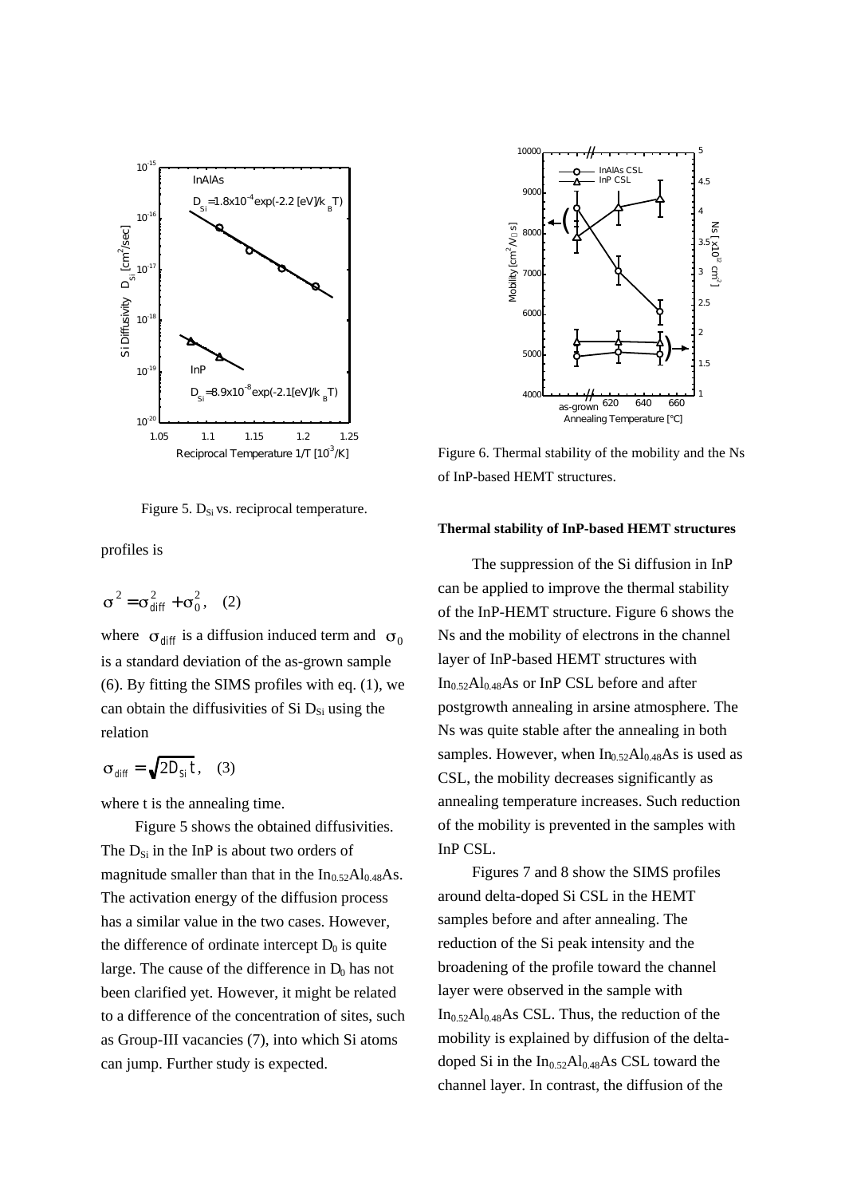InAlAs

$D_{Si}=1.8\times10^{-4}\exp(-2.2\ [eV]/k_BT)$

InP

$D_{Si}=8.9\times10^{-8}\exp(-2.1[eV]/k_BT)$

Si Diffusivity $D_{Si}$ [cm$^2$/sec]

Reciprocal Temperature 1/T [$10^3$/K]

Figure 5. $D_{Si}$ vs. reciprocal temperature.

profiles is

$$\sigma^2 = \sigma_{diff}^2 + \sigma_0^2, \quad (2)$$

where $\sigma_{diff}$ is a diffusion induced term and $\sigma_0$ is a standard deviation of the as-grown sample (6). By fitting the SIMS profiles with eq. (1), we can obtain the diffusivities of Si $D_{Si}$ using the relation

$$\sigma_{diff} = \sqrt{2D_{Si}t}, \quad (3)$$

where t is the annealing time.

Figure 5 shows the obtained diffusivities. The $D_{Si}$ in the InP is about two orders of magnitude smaller than that in the $In_{0.52}Al_{0.48}As$. The activation energy of the diffusion process has a similar value in the two cases. However, the difference of ordinate intercept $D_0$ is quite large. The cause of the difference in $D_0$ has not been clarified yet. However, it might be related to a difference of the concentration of sites, such as Group-III vacancies (7), into which Si atoms can jump. Further study is expected.

InAlAs CSL

InP CSL

Mobility [cm$^2$/Vs]

Ns [x10$^{12}$ cm$^{-2}$]

as-grown

Annealing Temperature [°C]

Figure 6. Thermal stability of the mobility and the Ns of InP-based HEMT structures.

**Thermal stability of InP-based HEMT structures**

The suppression of the Si diffusion in InP can be applied to improve the thermal stability of the InP-HEMT structure. Figure 6 shows the Ns and the mobility of electrons in the channel layer of InP-based HEMT structures with $In_{0.52}Al_{0.48}As$ or InP CSL before and after postgrowth annealing in arsine atmosphere. The Ns was quite stable after the annealing in both samples. However, when $In_{0.52}Al_{0.48}As$ is used as CSL, the mobility decreases significantly as annealing temperature increases. Such reduction of the mobility is prevented in the samples with InP CSL.

Figures 7 and 8 show the SIMS profiles around delta-doped Si CSL in the HEMT samples before and after annealing. The reduction of the Si peak intensity and the broadening of the profile toward the channel layer were observed in the sample with $In_{0.52}Al_{0.48}As$ CSL. Thus, the reduction of the mobility is explained by diffusion of the delta-doped Si in the $In_{0.52}Al_{0.48}As$ CSL toward the channel layer. In contrast, the diffusion of the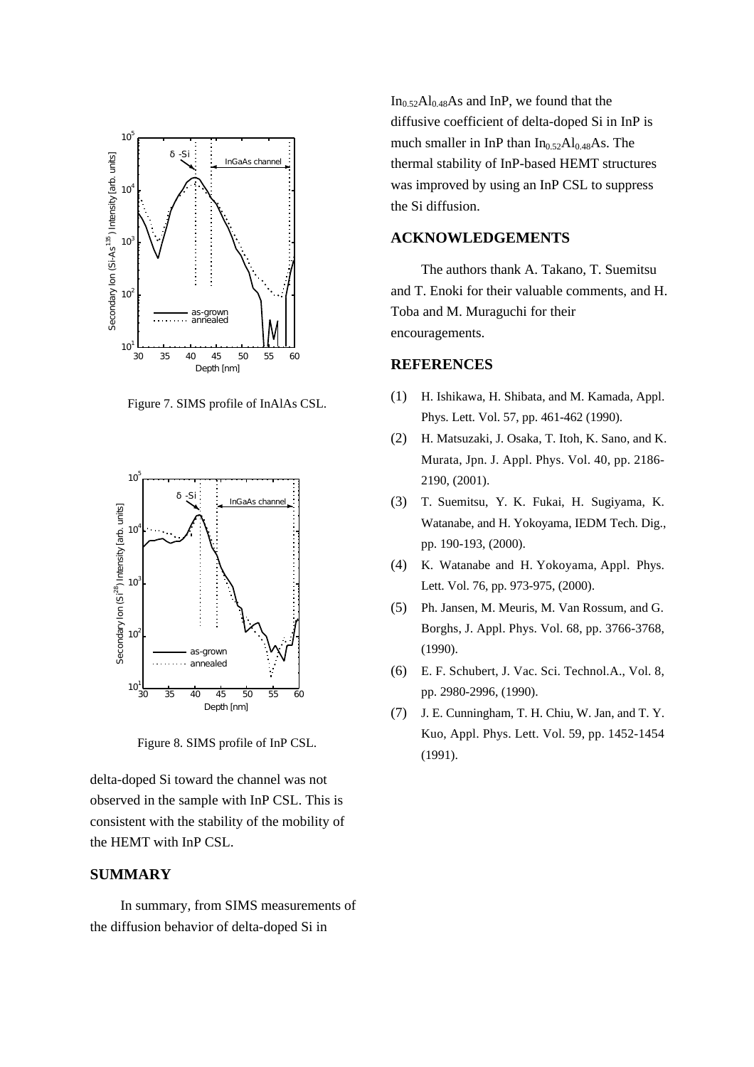$10^5$
δ -Si
InGaAs channel
$10^4$
$10^3$
$10^2$
$10^1$
Secondary Ion (Si-As$^{135}$) Intensity [arb. units]
as-grown
annealed
30 35 40 45 50 55 60
Depth [nm]

Figure 7. SIMS profile of InAlAs CSL.

$10^5$
δ -Si
InGaAs channel
$10^4$
$10^3$
$10^2$
$10^1$
Secondary Ion (Si$^{28}$) Intensity [arb. units]
as-grown
annealed
30 35 40 45 50 55 60
Depth [nm]

Figure 8. SIMS profile of InP CSL.

delta-doped Si toward the channel was not observed in the sample with InP CSL. This is consistent with the stability of the mobility of the HEMT with InP CSL.

## SUMMARY

In summary, from SIMS measurements of the diffusion behavior of delta-doped Si in $In_{0.52}Al_{0.48}As$ and InP, we found that the diffusive coefficient of delta-doped Si in InP is much smaller in InP than $In_{0.52}Al_{0.48}As$. The thermal stability of InP-based HEMT structures was improved by using an InP CSL to suppress the Si diffusion.

## ACKNOWLEDGEMENTS

The authors thank A. Takano, T. Suemitsu and T. Enoki for their valuable comments, and H. Toba and M. Muraguchi for their encouragements.

## REFERENCES

(1) H. Ishikawa, H. Shibata, and M. Kamada, Appl. Phys. Lett. Vol. 57, pp. 461-462 (1990).

(2) H. Matsuzaki, J. Osaka, T. Itoh, K. Sano, and K. Murata, Jpn. J. Appl. Phys. Vol. 40, pp. 2186-2190, (2001).

(3) T. Suemitsu, Y. K. Fukai, H. Sugiyama, K. Watanabe, and H. Yokoyama, IEDM Tech. Dig., pp. 190-193, (2000).

(4) K. Watanabe and H. Yokoyama, Appl. Phys. Lett. Vol. 76, pp. 973-975, (2000).

(5) Ph. Jansen, M. Meuris, M. Van Rossum, and G. Borghs, J. Appl. Phys. Vol. 68, pp. 3766-3768, (1990).

(6) E. F. Schubert, J. Vac. Sci. Technol.A., Vol. 8, pp. 2980-2996, (1990).

(7) J. E. Cunningham, T. H. Chiu, W. Jan, and T. Y. Kuo, Appl. Phys. Lett. Vol. 59, pp. 1452-1454 (1991).